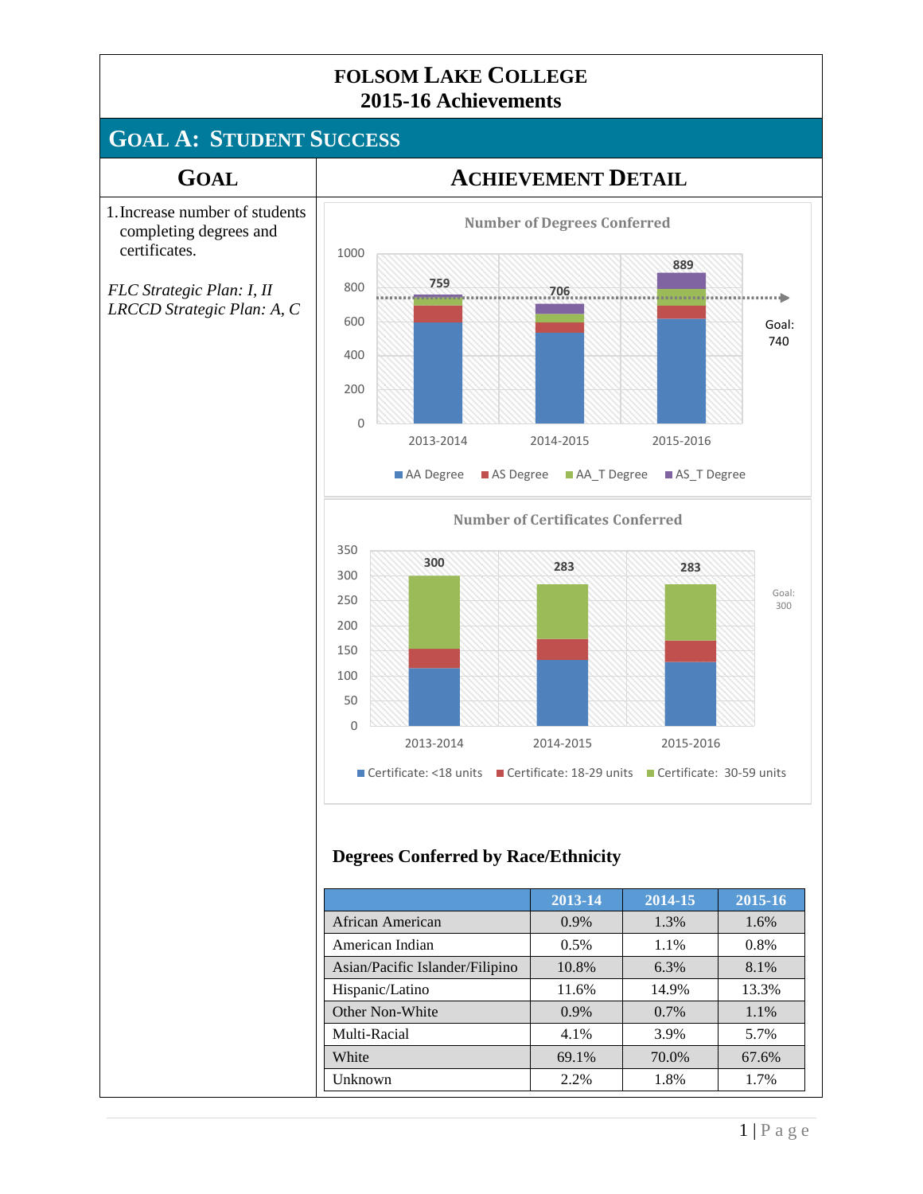# FOLSOM LAKE COLLEGE
## 2015-16 Achievements

## GOAL A: STUDENT SUCCESS

| GOAL | ACHIEVEMENT DETAIL |
|---|---|
| 1. Increase number of students completing degrees and certificates.<br><br>*FLC Strategic Plan: I, II*<br>*LRCCD Strategic Plan: A, C* | See charts and table below |

**Number of Degrees Conferred**

| | 2013-2014 | 2014-2015 | 2015-2016 |
|---|---|---|---|
| Total | 759 | 706 | 889 |

Goal: 740

AA Degree, AS Degree, AA_T Degree, AS_T Degree

**Number of Certificates Conferred**

| | 2013-2014 | 2014-2015 | 2015-2016 |
|---|---|---|---|
| Total | 300 | 283 | 283 |

Goal: 300

Certificate: <18 units, Certificate: 18-29 units, Certificate: 30-59 units

### Degrees Conferred by Race/Ethnicity

| | 2013-14 | 2014-15 | 2015-16 |
|---|---|---|---|
| African American | 0.9% | 1.3% | 1.6% |
| American Indian | 0.5% | 1.1% | 0.8% |
| Asian/Pacific Islander/Filipino | 10.8% | 6.3% | 8.1% |
| Hispanic/Latino | 11.6% | 14.9% | 13.3% |
| Other Non-White | 0.9% | 0.7% | 1.1% |
| Multi-Racial | 4.1% | 3.9% | 5.7% |
| White | 69.1% | 70.0% | 67.6% |
| Unknown | 2.2% | 1.8% | 1.7% |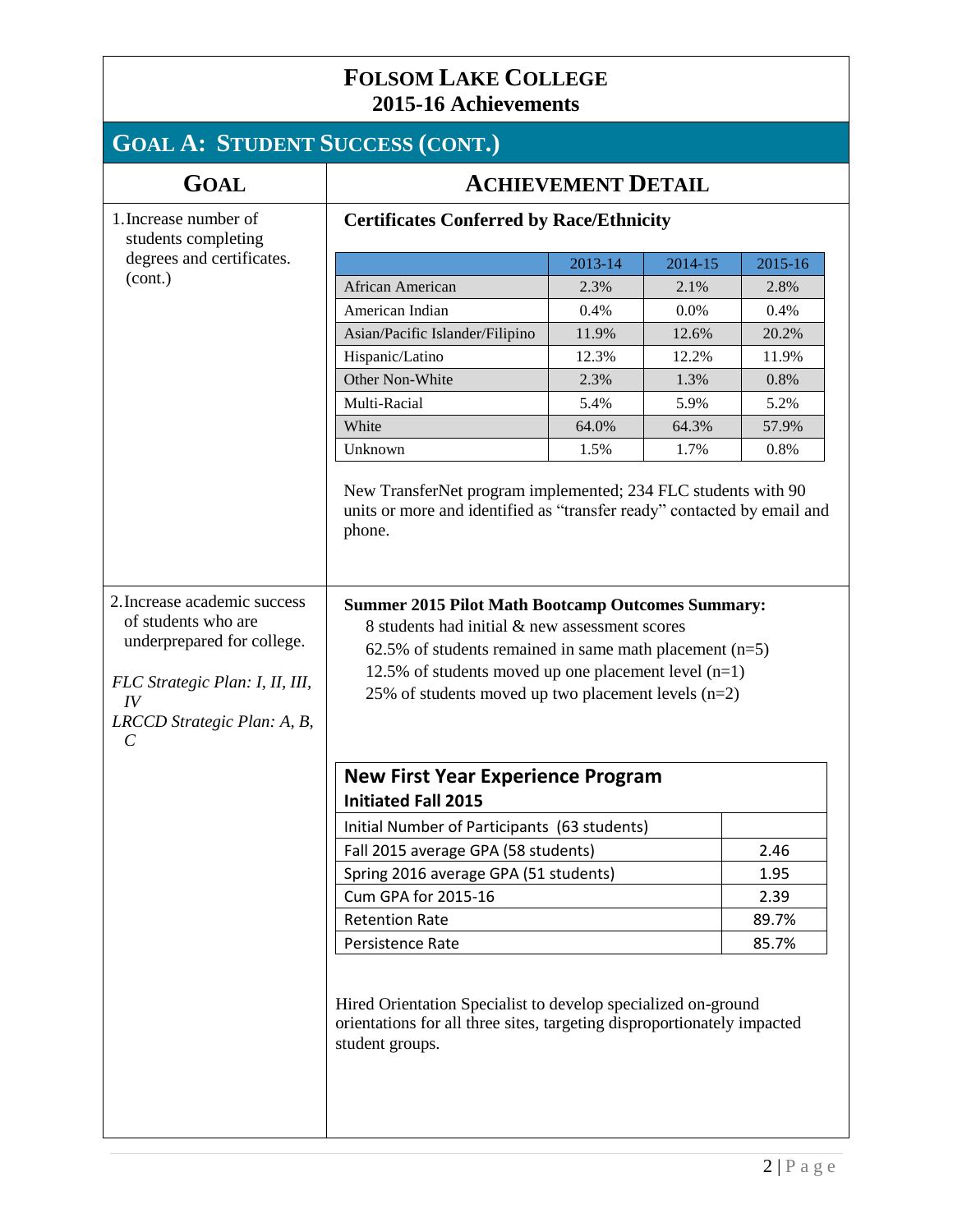# Folsom Lake College
## 2015-16 Achievements

## Goal A: Student Success (cont.)

| Goal | Achievement Detail |
|---|---|
| 1. Increase number of students completing degrees and certificates. (cont.) | See below |
| 2. Increase academic success of students who are underprepared for college. *FLC Strategic Plan: I, II, III, IV* *LRCCD Strategic Plan: A, B, C* | See below |

### 1. Increase number of students completing degrees and certificates. (cont.)

**Certificates Conferred by Race/Ethnicity**

| | 2013-14 | 2014-15 | 2015-16 |
|---|---|---|---|
| African American | 2.3% | 2.1% | 2.8% |
| American Indian | 0.4% | 0.0% | 0.4% |
| Asian/Pacific Islander/Filipino | 11.9% | 12.6% | 20.2% |
| Hispanic/Latino | 12.3% | 12.2% | 11.9% |
| Other Non-White | 2.3% | 1.3% | 0.8% |
| Multi-Racial | 5.4% | 5.9% | 5.2% |
| White | 64.0% | 64.3% | 57.9% |
| Unknown | 1.5% | 1.7% | 0.8% |

New TransferNet program implemented; 234 FLC students with 90 units or more and identified as "transfer ready" contacted by email and phone.

### 2. Increase academic success of students who are underprepared for college.

*FLC Strategic Plan: I, II, III, IV*
*LRCCD Strategic Plan: A, B, C*

**Summer 2015 Pilot Math Bootcamp Outcomes Summary:**

8 students had initial & new assessment scores
62.5% of students remained in same math placement (n=5)
12.5% of students moved up one placement level (n=1)
25% of students moved up two placement levels (n=2)

| New First Year Experience Program Initiated Fall 2015 | |
|---|---|
| Initial Number of Participants (63 students) | |
| Fall 2015 average GPA (58 students) | 2.46 |
| Spring 2016 average GPA (51 students) | 1.95 |
| Cum GPA for 2015-16 | 2.39 |
| Retention Rate | 89.7% |
| Persistence Rate | 85.7% |

Hired Orientation Specialist to develop specialized on-ground orientations for all three sites, targeting disproportionately impacted student groups.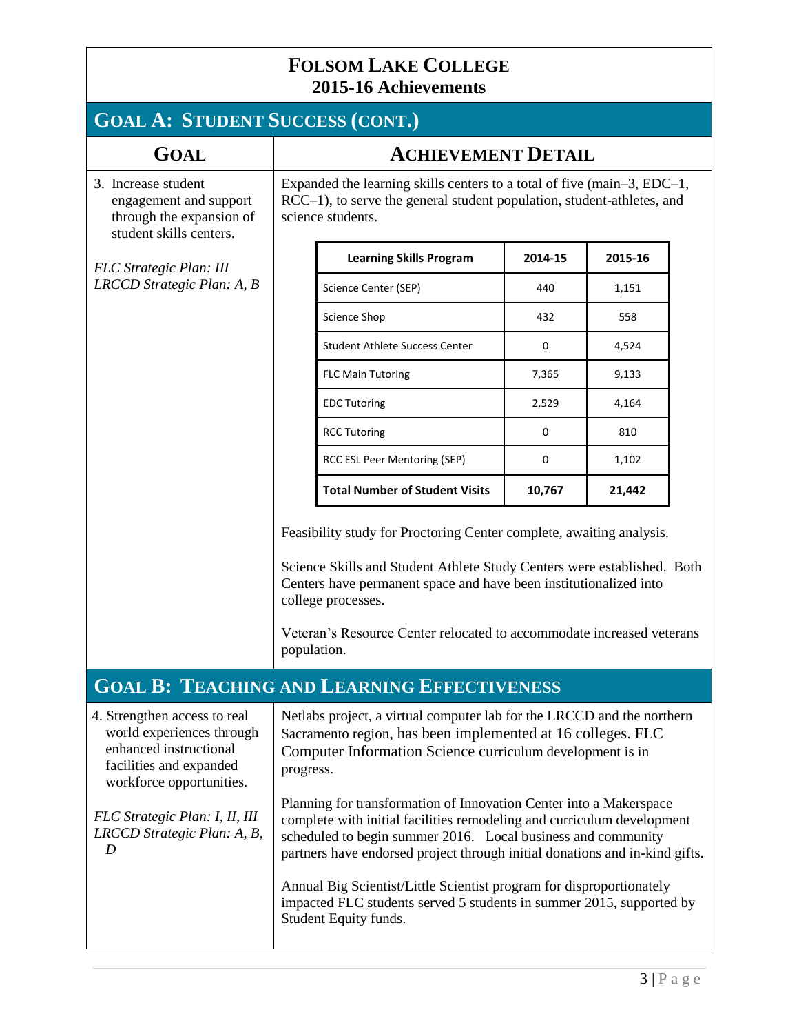# FOLSOM LAKE COLLEGE
## 2015-16 Achievements

## GOAL A: STUDENT SUCCESS (CONT.)

| GOAL | ACHIEVEMENT DETAIL |
|---|---|
| 3. Increase student engagement and support through the expansion of student skills centers.<br><br>*FLC Strategic Plan: III*<br>*LRCCD Strategic Plan: A, B* | Expanded the learning skills centers to a total of five (main–3, EDC–1, RCC–1), to serve the general student population, student-athletes, and science students. |

| Learning Skills Program | 2014-15 | 2015-16 |
|---|---|---|
| Science Center (SEP) | 440 | 1,151 |
| Science Shop | 432 | 558 |
| Student Athlete Success Center | 0 | 4,524 |
| FLC Main Tutoring | 7,365 | 9,133 |
| EDC Tutoring | 2,529 | 4,164 |
| RCC Tutoring | 0 | 810 |
| RCC ESL Peer Mentoring (SEP) | 0 | 1,102 |
| **Total Number of Student Visits** | **10,767** | **21,442** |

Feasibility study for Proctoring Center complete, awaiting analysis.

Science Skills and Student Athlete Study Centers were established. Both Centers have permanent space and have been institutionalized into college processes.

Veteran's Resource Center relocated to accommodate increased veterans population.

## GOAL B: TEACHING AND LEARNING EFFECTIVENESS

| GOAL | ACHIEVEMENT DETAIL |
|---|---|
| 4. Strengthen access to real world experiences through enhanced instructional facilities and expanded workforce opportunities.<br><br>*FLC Strategic Plan: I, II, III*<br>*LRCCD Strategic Plan: A, B, D* | Netlabs project, a virtual computer lab for the LRCCD and the northern Sacramento region, has been implemented at 16 colleges. FLC Computer Information Science curriculum development is in progress.<br><br>Planning for transformation of Innovation Center into a Makerspace complete with initial facilities remodeling and curriculum development scheduled to begin summer 2016. Local business and community partners have endorsed project through initial donations and in-kind gifts.<br><br>Annual Big Scientist/Little Scientist program for disproportionately impacted FLC students served 5 students in summer 2015, supported by Student Equity funds. |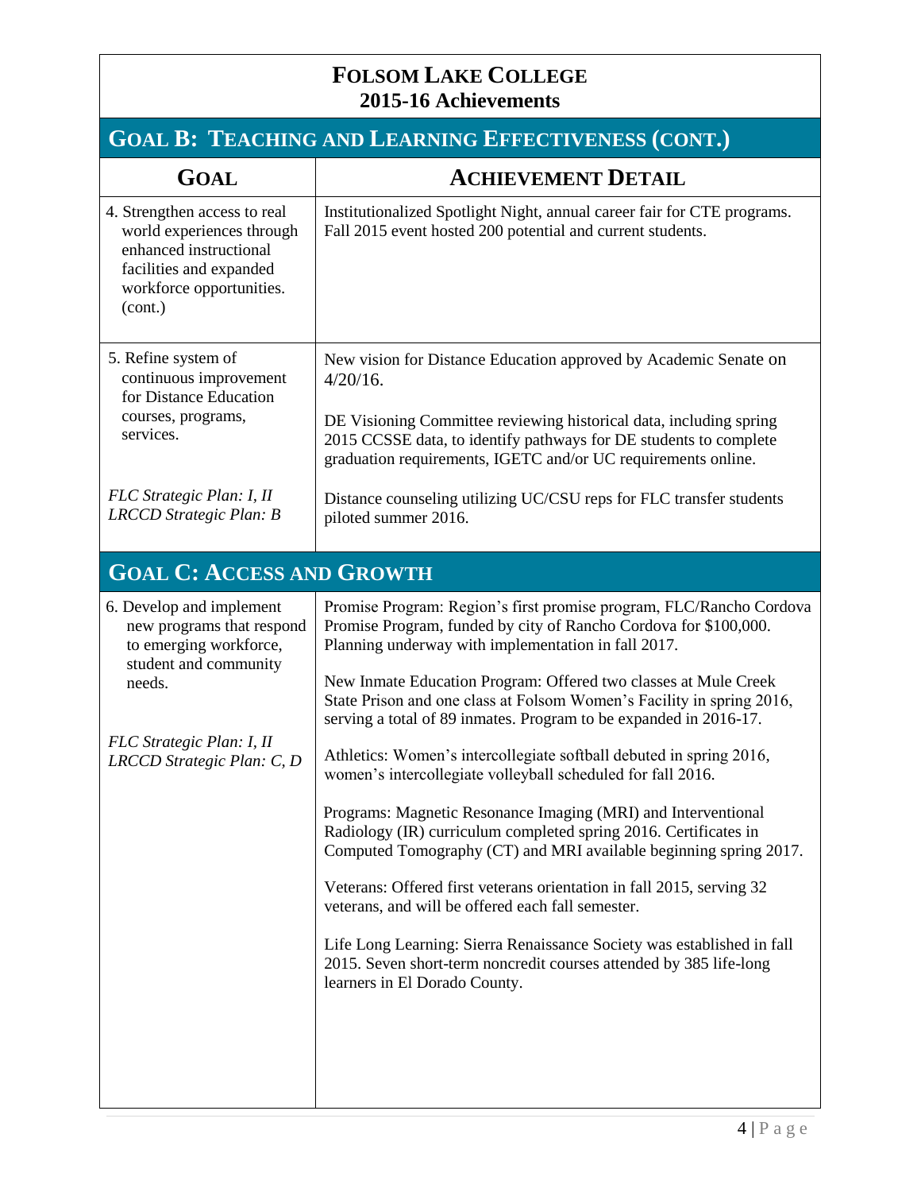# FOLSOM LAKE COLLEGE
## 2015-16 Achievements

## GOAL B: TEACHING AND LEARNING EFFECTIVENESS (CONT.)

| GOAL | ACHIEVEMENT DETAIL |
|---|---|
| 4. Strengthen access to real world experiences through enhanced instructional facilities and expanded workforce opportunities. (cont.) | Institutionalized Spotlight Night, annual career fair for CTE programs. Fall 2015 event hosted 200 potential and current students. |
| 5. Refine system of continuous improvement for Distance Education courses, programs, services.<br><br>*FLC Strategic Plan: I, II*<br>*LRCCD Strategic Plan: B* | New vision for Distance Education approved by Academic Senate on 4/20/16.<br><br>DE Visioning Committee reviewing historical data, including spring 2015 CCSSE data, to identify pathways for DE students to complete graduation requirements, IGETC and/or UC requirements online.<br><br>Distance counseling utilizing UC/CSU reps for FLC transfer students piloted summer 2016. |

## GOAL C: ACCESS AND GROWTH

| GOAL | ACHIEVEMENT DETAIL |
|---|---|
| 6. Develop and implement new programs that respond to emerging workforce, student and community needs.<br><br>*FLC Strategic Plan: I, II*<br>*LRCCD Strategic Plan: C, D* | Promise Program: Region's first promise program, FLC/Rancho Cordova Promise Program, funded by city of Rancho Cordova for $100,000. Planning underway with implementation in fall 2017.<br><br>New Inmate Education Program: Offered two classes at Mule Creek State Prison and one class at Folsom Women's Facility in spring 2016, serving a total of 89 inmates. Program to be expanded in 2016-17.<br><br>Athletics: Women's intercollegiate softball debuted in spring 2016, women's intercollegiate volleyball scheduled for fall 2016.<br><br>Programs: Magnetic Resonance Imaging (MRI) and Interventional Radiology (IR) curriculum completed spring 2016. Certificates in Computed Tomography (CT) and MRI available beginning spring 2017.<br><br>Veterans: Offered first veterans orientation in fall 2015, serving 32 veterans, and will be offered each fall semester.<br><br>Life Long Learning: Sierra Renaissance Society was established in fall 2015. Seven short-term noncredit courses attended by 385 life-long learners in El Dorado County. |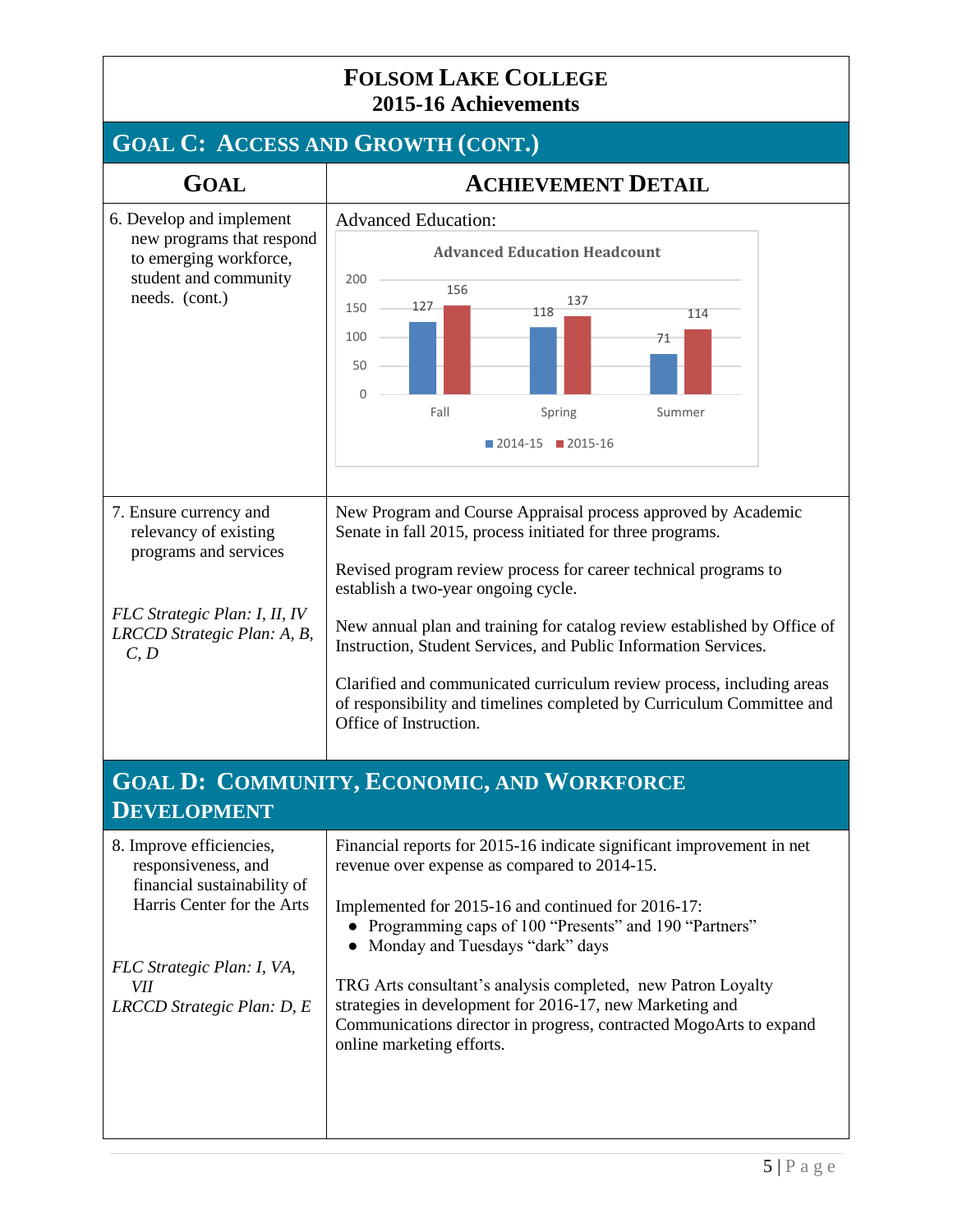# Folsom Lake College
## 2015-16 Achievements

## Goal C: Access and Growth (cont.)

| Goal | Achievement Detail |
|---|---|
| 6. Develop and implement new programs that respond to emerging workforce, student and community needs. (cont.) | Advanced Education:<br><br>**Advanced Education Headcount**<br><br>Fall: 2014-15 = 127; 2015-16 = 156<br>Spring: 2014-15 = 118; 2015-16 = 137<br>Summer: 2014-15 = 71; 2015-16 = 114 |
| 7. Ensure currency and relevancy of existing programs and services<br><br>*FLC Strategic Plan: I, II, IV*<br>*LRCCD Strategic Plan: A, B, C, D* | New Program and Course Appraisal process approved by Academic Senate in fall 2015, process initiated for three programs.<br><br>Revised program review process for career technical programs to establish a two-year ongoing cycle.<br><br>New annual plan and training for catalog review established by Office of Instruction, Student Services, and Public Information Services.<br><br>Clarified and communicated curriculum review process, including areas of responsibility and timelines completed by Curriculum Committee and Office of Instruction. |

## Goal D: Community, Economic, and Workforce Development

| Goal | Achievement Detail |
|---|---|
| 8. Improve efficiencies, responsiveness, and financial sustainability of Harris Center for the Arts<br><br>*FLC Strategic Plan: I, VA, VII*<br>*LRCCD Strategic Plan: D, E* | Financial reports for 2015-16 indicate significant improvement in net revenue over expense as compared to 2014-15.<br><br>Implemented for 2015-16 and continued for 2016-17:<br>• Programming caps of 100 "Presents" and 190 "Partners"<br>• Monday and Tuesdays "dark" days<br><br>TRG Arts consultant's analysis completed, new Patron Loyalty strategies in development for 2016-17, new Marketing and Communications director in progress, contracted MogoArts to expand online marketing efforts. |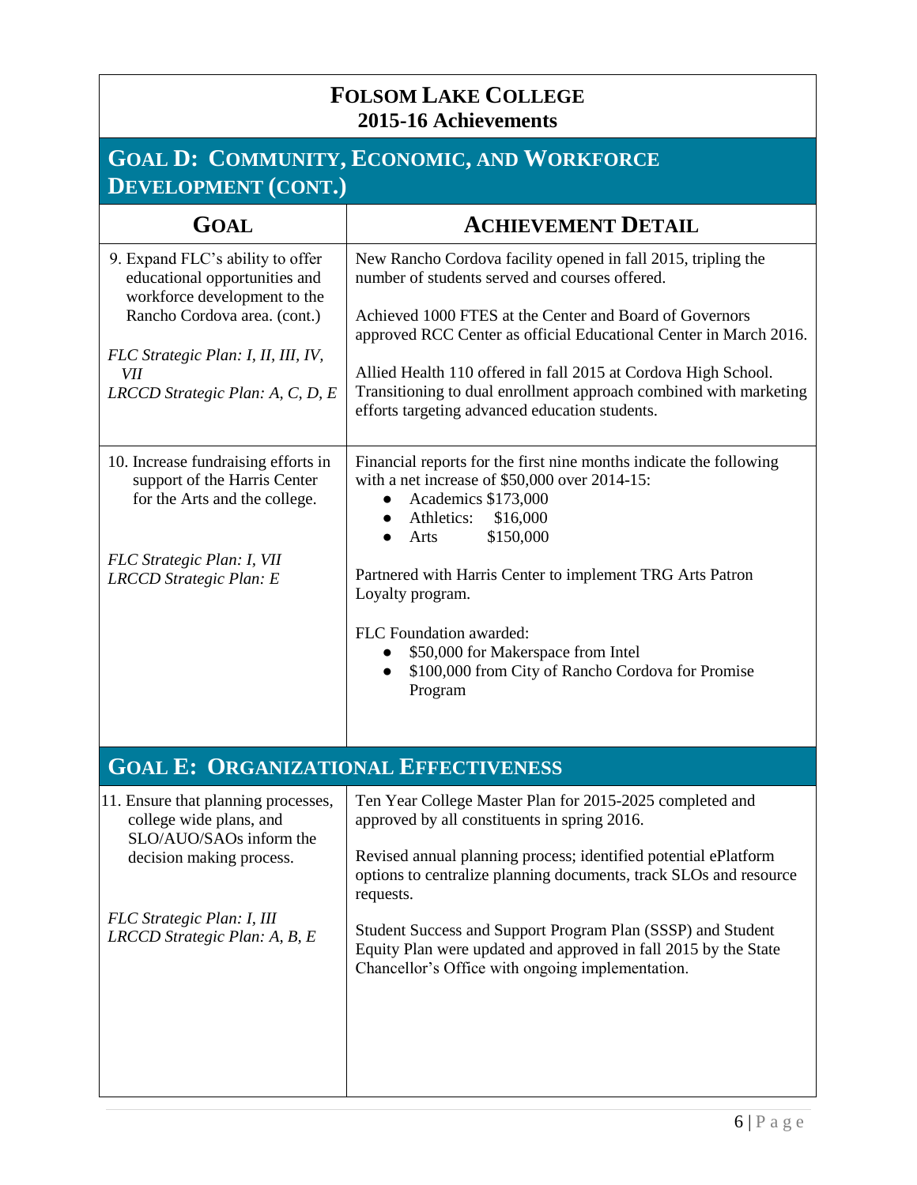# FOLSOM LAKE COLLEGE
## 2015-16 Achievements

## GOAL D: COMMUNITY, ECONOMIC, AND WORKFORCE DEVELOPMENT (CONT.)

| GOAL | ACHIEVEMENT DETAIL |
|---|---|
| 9. Expand FLC's ability to offer educational opportunities and workforce development to the Rancho Cordova area. (cont.)<br><br>*FLC Strategic Plan: I, II, III, IV, VII*<br>*LRCCD Strategic Plan: A, C, D, E* | New Rancho Cordova facility opened in fall 2015, tripling the number of students served and courses offered.<br><br>Achieved 1000 FTES at the Center and Board of Governors approved RCC Center as official Educational Center in March 2016.<br><br>Allied Health 110 offered in fall 2015 at Cordova High School. Transitioning to dual enrollment approach combined with marketing efforts targeting advanced education students. |
| 10. Increase fundraising efforts in support of the Harris Center for the Arts and the college.<br><br>*FLC Strategic Plan: I, VII*<br>*LRCCD Strategic Plan: E* | Financial reports for the first nine months indicate the following with a net increase of $50,000 over 2014-15:<br>• Academics $173,000<br>• Athletics: $16,000<br>• Arts $150,000<br><br>Partnered with Harris Center to implement TRG Arts Patron Loyalty program.<br><br>FLC Foundation awarded:<br>• $50,000 for Makerspace from Intel<br>• $100,000 from City of Rancho Cordova for Promise Program |

## GOAL E: ORGANIZATIONAL EFFECTIVENESS

| GOAL | ACHIEVEMENT DETAIL |
|---|---|
| 11. Ensure that planning processes, college wide plans, and SLO/AUO/SAOs inform the decision making process.<br><br>*FLC Strategic Plan: I, III*<br>*LRCCD Strategic Plan: A, B, E* | Ten Year College Master Plan for 2015-2025 completed and approved by all constituents in spring 2016.<br><br>Revised annual planning process; identified potential ePlatform options to centralize planning documents, track SLOs and resource requests.<br><br>Student Success and Support Program Plan (SSSP) and Student Equity Plan were updated and approved in fall 2015 by the State Chancellor's Office with ongoing implementation. |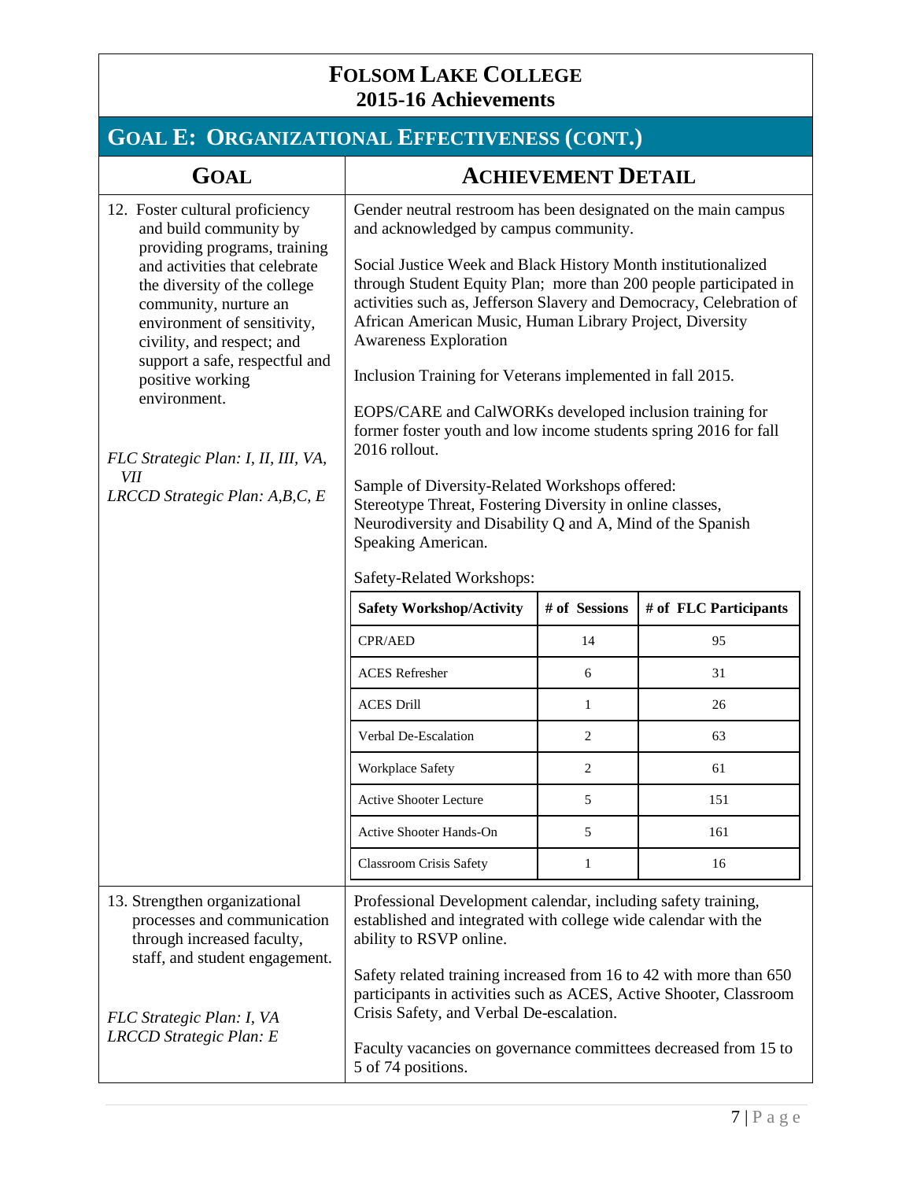# FOLSOM LAKE COLLEGE
## 2015-16 Achievements

## GOAL E: ORGANIZATIONAL EFFECTIVENESS (CONT.)

| GOAL | ACHIEVEMENT DETAIL |
|---|---|
| 12. Foster cultural proficiency and build community by providing programs, training and activities that celebrate the diversity of the college community, nurture an environment of sensitivity, civility, and respect; and support a safe, respectful and positive working environment.<br><br>*FLC Strategic Plan: I, II, III, VA, VII*<br>*LRCCD Strategic Plan: A,B,C, E* | Gender neutral restroom has been designated on the main campus and acknowledged by campus community.<br><br>Social Justice Week and Black History Month institutionalized through Student Equity Plan; more than 200 people participated in activities such as, Jefferson Slavery and Democracy, Celebration of African American Music, Human Library Project, Diversity Awareness Exploration<br><br>Inclusion Training for Veterans implemented in fall 2015.<br><br>EOPS/CARE and CalWORKs developed inclusion training for former foster youth and low income students spring 2016 for fall 2016 rollout.<br><br>Sample of Diversity-Related Workshops offered:<br>Stereotype Threat, Fostering Diversity in online classes, Neurodiversity and Disability Q and A, Mind of the Spanish Speaking American.<br><br>Safety-Related Workshops: (see table below) |
| 13. Strengthen organizational processes and communication through increased faculty, staff, and student engagement.<br><br>*FLC Strategic Plan: I, VA*<br>*LRCCD Strategic Plan: E* | Professional Development calendar, including safety training, established and integrated with college wide calendar with the ability to RSVP online.<br><br>Safety related training increased from 16 to 42 with more than 650 participants in activities such as ACES, Active Shooter, Classroom Crisis Safety, and Verbal De-escalation.<br><br>Faculty vacancies on governance committees decreased from 15 to 5 of 74 positions. |

Safety-Related Workshops:

| Safety Workshop/Activity | # of Sessions | # of FLC Participants |
|---|---|---|
| CPR/AED | 14 | 95 |
| ACES Refresher | 6 | 31 |
| ACES Drill | 1 | 26 |
| Verbal De-Escalation | 2 | 63 |
| Workplace Safety | 2 | 61 |
| Active Shooter Lecture | 5 | 151 |
| Active Shooter Hands-On | 5 | 161 |
| Classroom Crisis Safety | 1 | 16 |